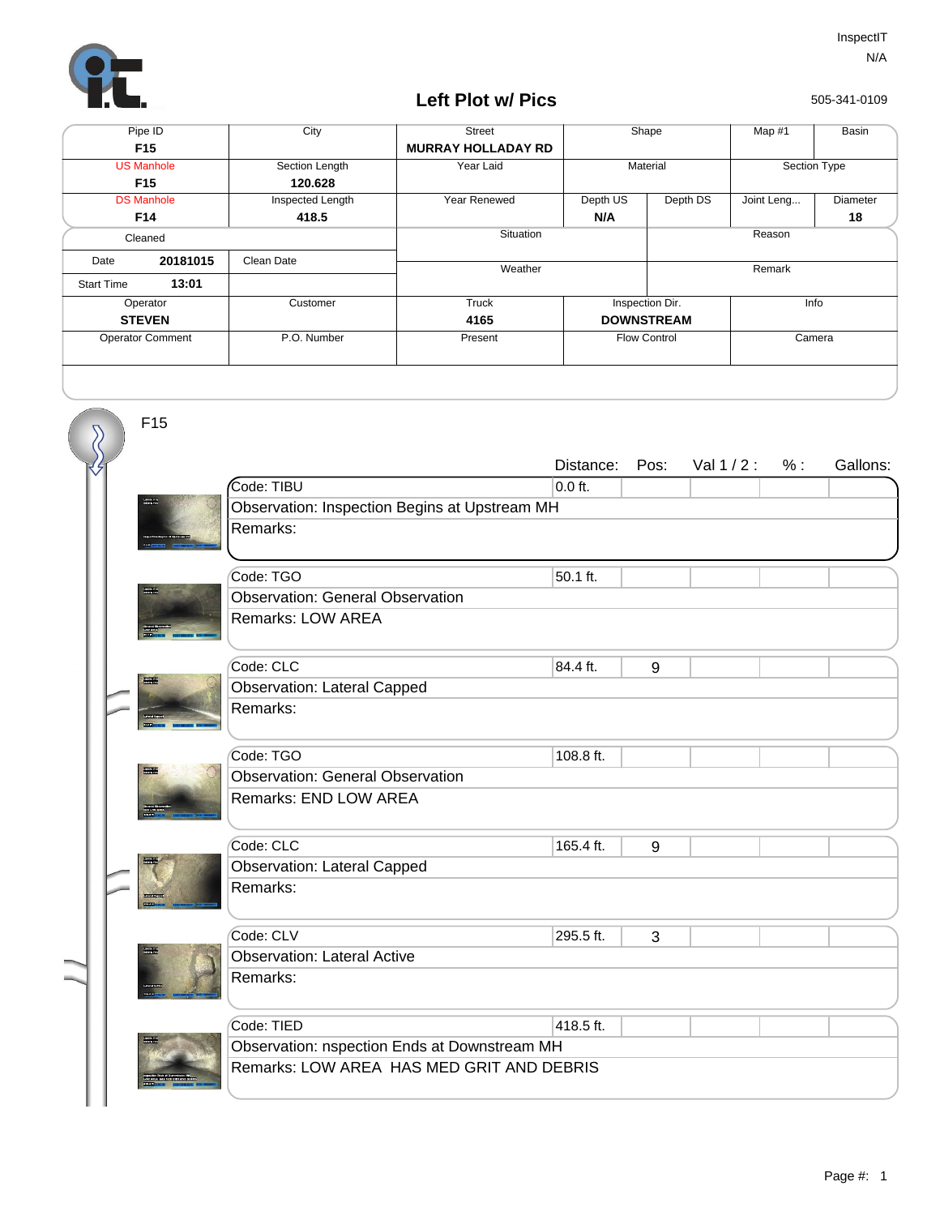InspectIT
N/A

# Left Plot w/ Pics

505-341-0109

| Pipe ID | City | Street | Shape | | Map #1 | Basin |
|---|---|---|---|---|---|---|
| **F15** | | **MURRAY HOLLADAY RD** | | | | |
| US Manhole | Section Length | Year Laid | Material | | Section Type | |
| **F15** | **120.628** | | | | | |
| DS Manhole | Inspected Length | Year Renewed | Depth US | Depth DS | Joint Leng... | Diameter |
| **F14** | **418.5** | | **N/A** | | | **18** |
| Cleaned | | Situation | | Reason | | |
| Date **20181015** | Clean Date | Weather | | Remark | | |
| Start Time **13:01** | | | | | | |
| Operator | Customer | Truck | Inspection Dir. | | Info | |
| **STEVEN** | | **4165** | **DOWNSTREAM** | | | |
| Operator Comment | P.O. Number | Present | Flow Control | | Camera | |

F15

| Code | Distance: | Pos: | Val 1 / 2 : | % : | Gallons: |
|---|---|---|---|---|---|
| Code: TIBU | 0.0 ft. | | | | |
| Observation: Inspection Begins at Upstream MH | | | | | |
| Remarks: | | | | | |
| Code: TGO | 50.1 ft. | | | | |
| Observation: General Observation | | | | | |
| Remarks: LOW AREA | | | | | |
| Code: CLC | 84.4 ft. | 9 | | | |
| Observation: Lateral Capped | | | | | |
| Remarks: | | | | | |
| Code: TGO | 108.8 ft. | | | | |
| Observation: General Observation | | | | | |
| Remarks: END LOW AREA | | | | | |
| Code: CLC | 165.4 ft. | 9 | | | |
| Observation: Lateral Capped | | | | | |
| Remarks: | | | | | |
| Code: CLV | 295.5 ft. | 3 | | | |
| Observation: Lateral Active | | | | | |
| Remarks: | | | | | |
| Code: TIED | 418.5 ft. | | | | |
| Observation: nspection Ends at Downstream MH | | | | | |
| Remarks: LOW AREA HAS MED GRIT AND DEBRIS | | | | | |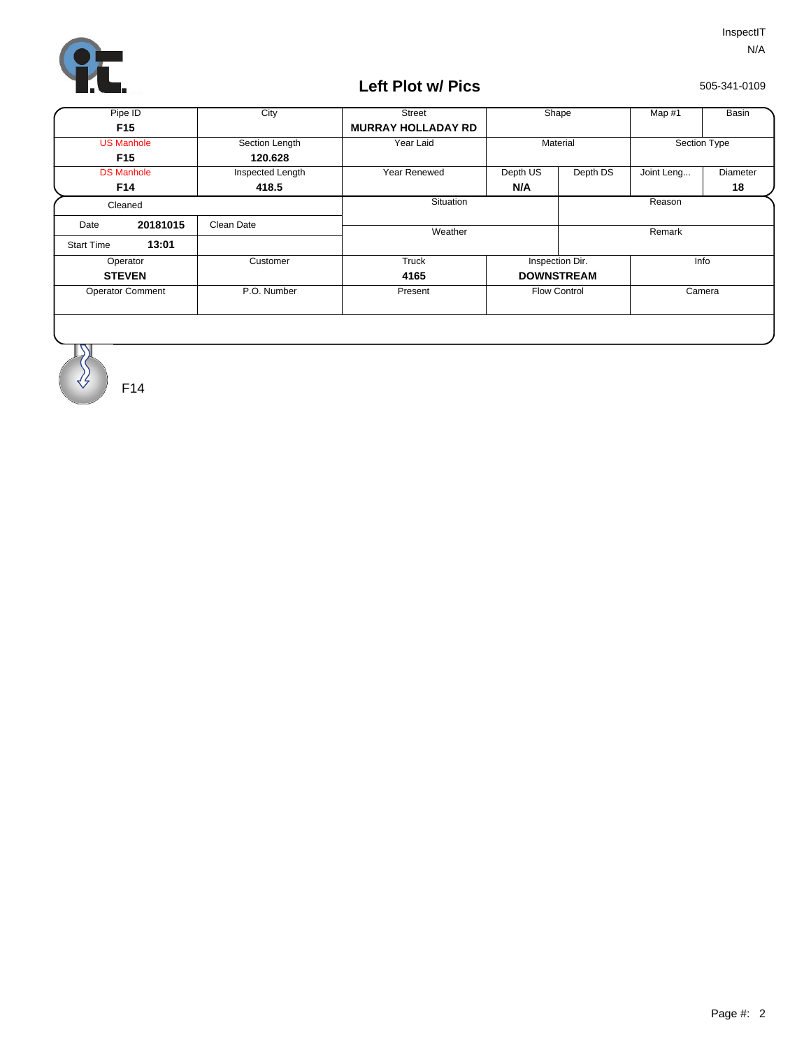InspectIT
N/A

# Left Plot w/ Pics

505-341-0109

| Pipe ID | City | Street | Shape | | Map #1 | Basin |
|---|---|---|---|---|---|---|
| **F15** | | **MURRAY HOLLADAY RD** | | | | |
| US Manhole | Section Length | Year Laid | Material | | Section Type | |
| **F15** | **120.628** | | | | | |
| DS Manhole | Inspected Length | Year Renewed | Depth US | Depth DS | Joint Leng... | Diameter |
| **F14** | **418.5** | | **N/A** | | | **18** |

| Cleaned | | Situation | Reason |
|---|---|---|---|
| Date **20181015** | Clean Date | Weather | Remark |
| Start Time **13:01** | | | |

| Operator | Customer | Truck | Inspection Dir. | Info |
|---|---|---|---|---|
| **STEVEN** | | **4165** | **DOWNSTREAM** | |
| Operator Comment | P.O. Number | Present | Flow Control | Camera |
| | | | | |

F14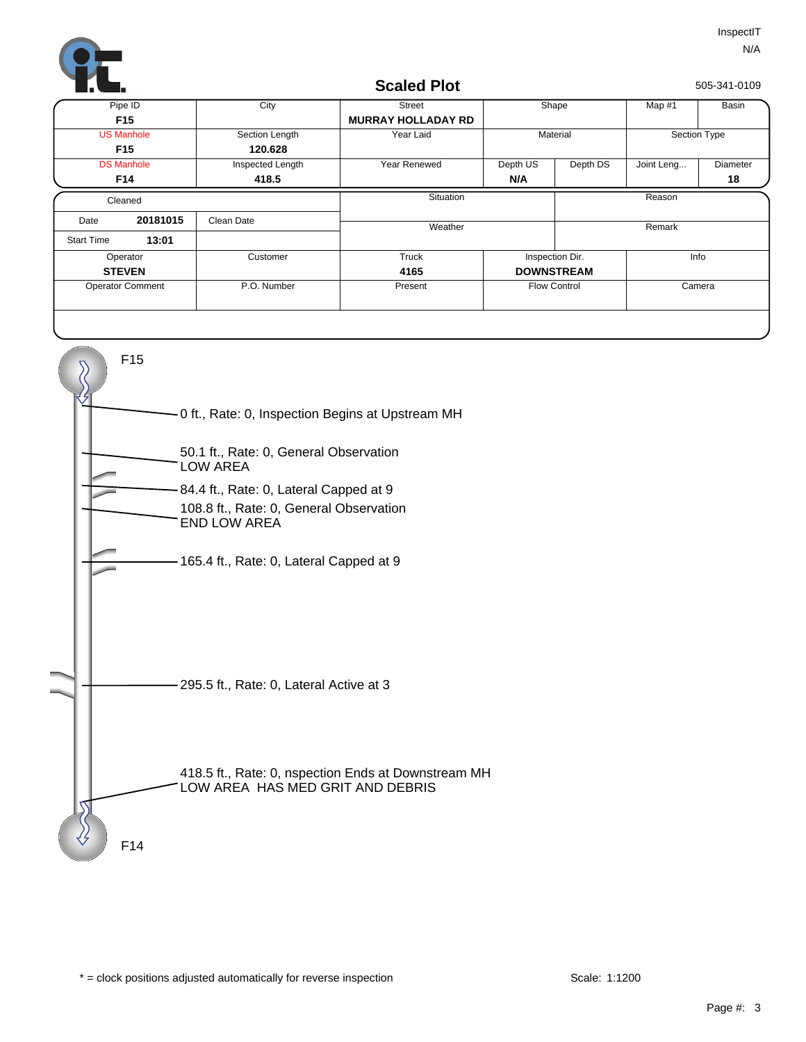InspectIT
N/A

## Scaled Plot

505-341-0109

| Pipe ID | City | Street | Shape | | Map #1 | Basin |
|---|---|---|---|---|---|---|
| F15 | | MURRAY HOLLADAY RD | | | | |
| US Manhole | Section Length | Year Laid | Material | | Section Type | |
| F15 | 120.628 | | | | | |
| DS Manhole | Inspected Length | Year Renewed | Depth US | Depth DS | Joint Leng... | Diameter |
| F14 | 418.5 | | N/A | | | 18 |

| Cleaned | | | Situation | Reason |
|---|---|---|---|---|
| Date | 20181015 | Clean Date | Weather | Remark |
| Start Time | 13:01 | | | |

| Operator | Customer | Truck | Inspection Dir. | Info |
|---|---|---|---|---|
| STEVEN | | 4165 | DOWNSTREAM | |
| Operator Comment | P.O. Number | Present | Flow Control | Camera |
| | | | | |

F15

0 ft., Rate: 0, Inspection Begins at Upstream MH

50.1 ft., Rate: 0, General Observation
LOW AREA

84.4 ft., Rate: 0, Lateral Capped at 9

108.8 ft., Rate: 0, General Observation
END LOW AREA

165.4 ft., Rate: 0, Lateral Capped at 9

295.5 ft., Rate: 0, Lateral Active at 3

418.5 ft., Rate: 0, nspection Ends at Downstream MH
LOW AREA HAS MED GRIT AND DEBRIS

F14

* = clock positions adjusted automatically for reverse inspection

Scale: 1:1200